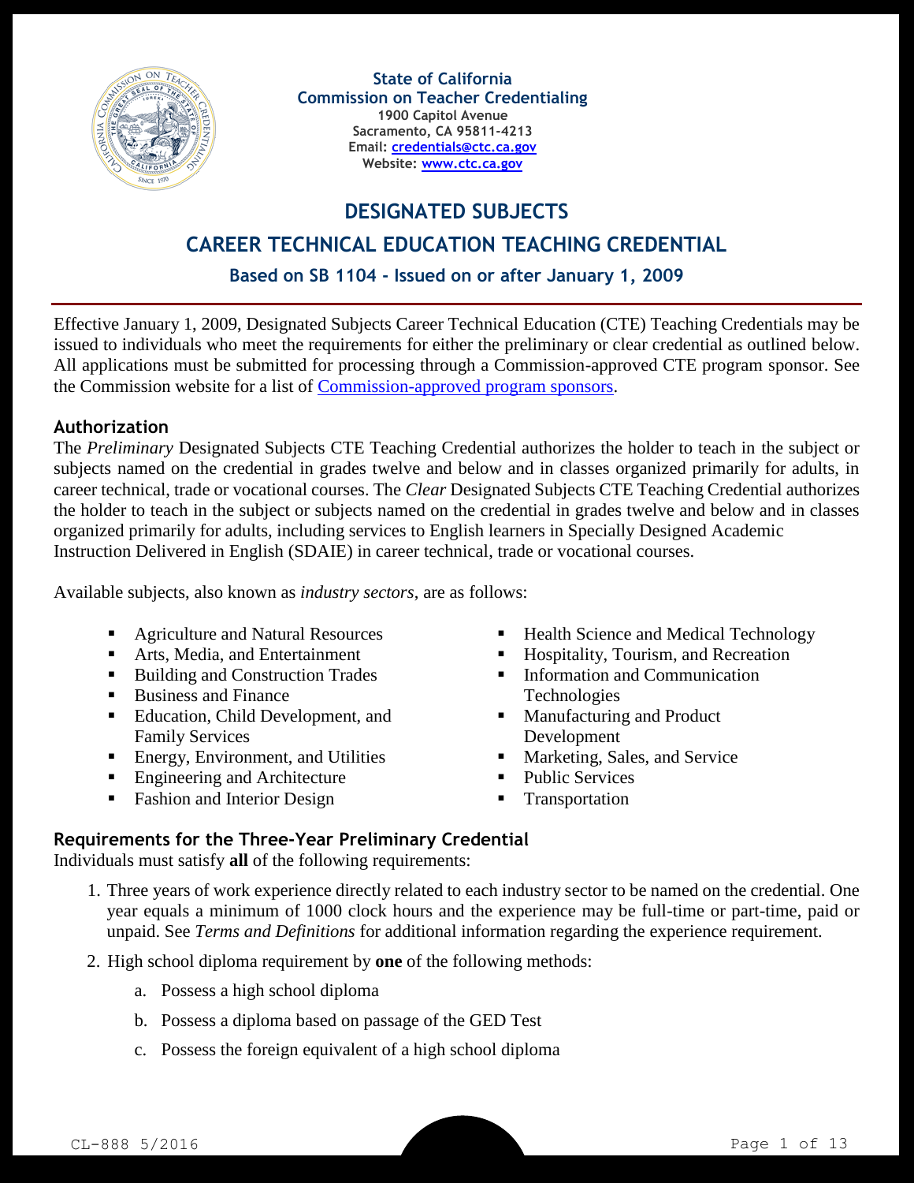State of California
Commission on Teacher Credentialing
1900 Capitol Avenue
Sacramento, CA 95811-4213
Email: [credentials@ctc.ca.gov](mailto:credentials@ctc.ca.gov)
Website: [www.ctc.ca.gov](http://www.ctc.ca.gov)

# DESIGNATED SUBJECTS
# CAREER TECHNICAL EDUCATION TEACHING CREDENTIAL
## Based on SB 1104 - Issued on or after January 1, 2009

Effective January 1, 2009, Designated Subjects Career Technical Education (CTE) Teaching Credentials may be issued to individuals who meet the requirements for either the preliminary or clear credential as outlined below. All applications must be submitted for processing through a Commission-approved CTE program sponsor. See the Commission website for a list of Commission-approved program sponsors.

### Authorization

The *Preliminary* Designated Subjects CTE Teaching Credential authorizes the holder to teach in the subject or subjects named on the credential in grades twelve and below and in classes organized primarily for adults, in career technical, trade or vocational courses. The *Clear* Designated Subjects CTE Teaching Credential authorizes the holder to teach in the subject or subjects named on the credential in grades twelve and below and in classes organized primarily for adults, including services to English learners in Specially Designed Academic Instruction Delivered in English (SDAIE) in career technical, trade or vocational courses.

Available subjects, also known as *industry sectors*, are as follows:

- Agriculture and Natural Resources
- Arts, Media, and Entertainment
- Building and Construction Trades
- Business and Finance
- Education, Child Development, and Family Services
- Energy, Environment, and Utilities
- Engineering and Architecture
- Fashion and Interior Design
- Health Science and Medical Technology
- Hospitality, Tourism, and Recreation
- Information and Communication Technologies
- Manufacturing and Product Development
- Marketing, Sales, and Service
- Public Services
- Transportation

### Requirements for the Three-Year Preliminary Credential

Individuals must satisfy **all** of the following requirements:

1. Three years of work experience directly related to each industry sector to be named on the credential. One year equals a minimum of 1000 clock hours and the experience may be full-time or part-time, paid or unpaid. See *Terms and Definitions* for additional information regarding the experience requirement.
2. High school diploma requirement by **one** of the following methods:
   a. Possess a high school diploma
   b. Possess a diploma based on passage of the GED Test
   c. Possess the foreign equivalent of a high school diploma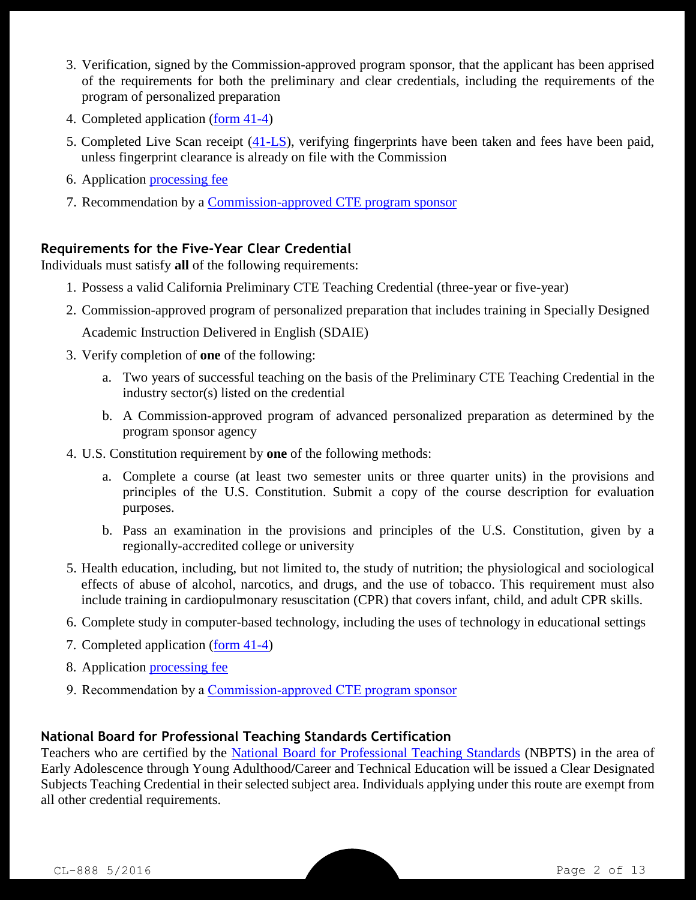3. Verification, signed by the Commission-approved program sponsor, that the applicant has been apprised of the requirements for both the preliminary and clear credentials, including the requirements of the program of personalized preparation
4. Completed application (form 41-4)
5. Completed Live Scan receipt (41-LS), verifying fingerprints have been taken and fees have been paid, unless fingerprint clearance is already on file with the Commission
6. Application processing fee
7. Recommendation by a Commission-approved CTE program sponsor

### Requirements for the Five-Year Clear Credential

Individuals must satisfy **all** of the following requirements:

1. Possess a valid California Preliminary CTE Teaching Credential (three-year or five-year)
2. Commission-approved program of personalized preparation that includes training in Specially Designed Academic Instruction Delivered in English (SDAIE)
3. Verify completion of **one** of the following:
   a. Two years of successful teaching on the basis of the Preliminary CTE Teaching Credential in the industry sector(s) listed on the credential
   b. A Commission-approved program of advanced personalized preparation as determined by the program sponsor agency
4. U.S. Constitution requirement by **one** of the following methods:
   a. Complete a course (at least two semester units or three quarter units) in the provisions and principles of the U.S. Constitution. Submit a copy of the course description for evaluation purposes.
   b. Pass an examination in the provisions and principles of the U.S. Constitution, given by a regionally-accredited college or university
5. Health education, including, but not limited to, the study of nutrition; the physiological and sociological effects of abuse of alcohol, narcotics, and drugs, and the use of tobacco. This requirement must also include training in cardiopulmonary resuscitation (CPR) that covers infant, child, and adult CPR skills.
6. Complete study in computer-based technology, including the uses of technology in educational settings
7. Completed application (form 41-4)
8. Application processing fee
9. Recommendation by a Commission-approved CTE program sponsor

### National Board for Professional Teaching Standards Certification

Teachers who are certified by the National Board for Professional Teaching Standards (NBPTS) in the area of Early Adolescence through Young Adulthood/Career and Technical Education will be issued a Clear Designated Subjects Teaching Credential in their selected subject area. Individuals applying under this route are exempt from all other credential requirements.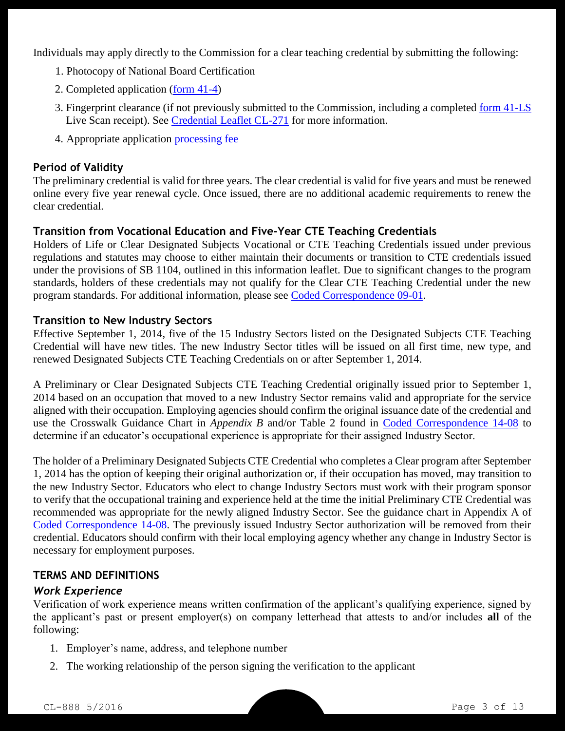Individuals may apply directly to the Commission for a clear teaching credential by submitting the following:

1. Photocopy of National Board Certification
2. Completed application (form 41-4)
3. Fingerprint clearance (if not previously submitted to the Commission, including a completed form 41-LS Live Scan receipt). See Credential Leaflet CL-271 for more information.
4. Appropriate application processing fee

### Period of Validity

The preliminary credential is valid for three years. The clear credential is valid for five years and must be renewed online every five year renewal cycle. Once issued, there are no additional academic requirements to renew the clear credential.

### Transition from Vocational Education and Five-Year CTE Teaching Credentials

Holders of Life or Clear Designated Subjects Vocational or CTE Teaching Credentials issued under previous regulations and statutes may choose to either maintain their documents or transition to CTE credentials issued under the provisions of SB 1104, outlined in this information leaflet. Due to significant changes to the program standards, holders of these credentials may not qualify for the Clear CTE Teaching Credential under the new program standards. For additional information, please see Coded Correspondence 09-01.

### Transition to New Industry Sectors

Effective September 1, 2014, five of the 15 Industry Sectors listed on the Designated Subjects CTE Teaching Credential will have new titles. The new Industry Sector titles will be issued on all first time, new type, and renewed Designated Subjects CTE Teaching Credentials on or after September 1, 2014.

A Preliminary or Clear Designated Subjects CTE Teaching Credential originally issued prior to September 1, 2014 based on an occupation that moved to a new Industry Sector remains valid and appropriate for the service aligned with their occupation. Employing agencies should confirm the original issuance date of the credential and use the Crosswalk Guidance Chart in *Appendix B* and/or Table 2 found in Coded Correspondence 14-08 to determine if an educator's occupational experience is appropriate for their assigned Industry Sector.

The holder of a Preliminary Designated Subjects CTE Credential who completes a Clear program after September 1, 2014 has the option of keeping their original authorization or, if their occupation has moved, may transition to the new Industry Sector. Educators who elect to change Industry Sectors must work with their program sponsor to verify that the occupational training and experience held at the time the initial Preliminary CTE Credential was recommended was appropriate for the newly aligned Industry Sector. See the guidance chart in Appendix A of Coded Correspondence 14-08. The previously issued Industry Sector authorization will be removed from their credential. Educators should confirm with their local employing agency whether any change in Industry Sector is necessary for employment purposes.

## TERMS AND DEFINITIONS

### *Work Experience*

Verification of work experience means written confirmation of the applicant's qualifying experience, signed by the applicant's past or present employer(s) on company letterhead that attests to and/or includes **all** of the following:

1. Employer's name, address, and telephone number
2. The working relationship of the person signing the verification to the applicant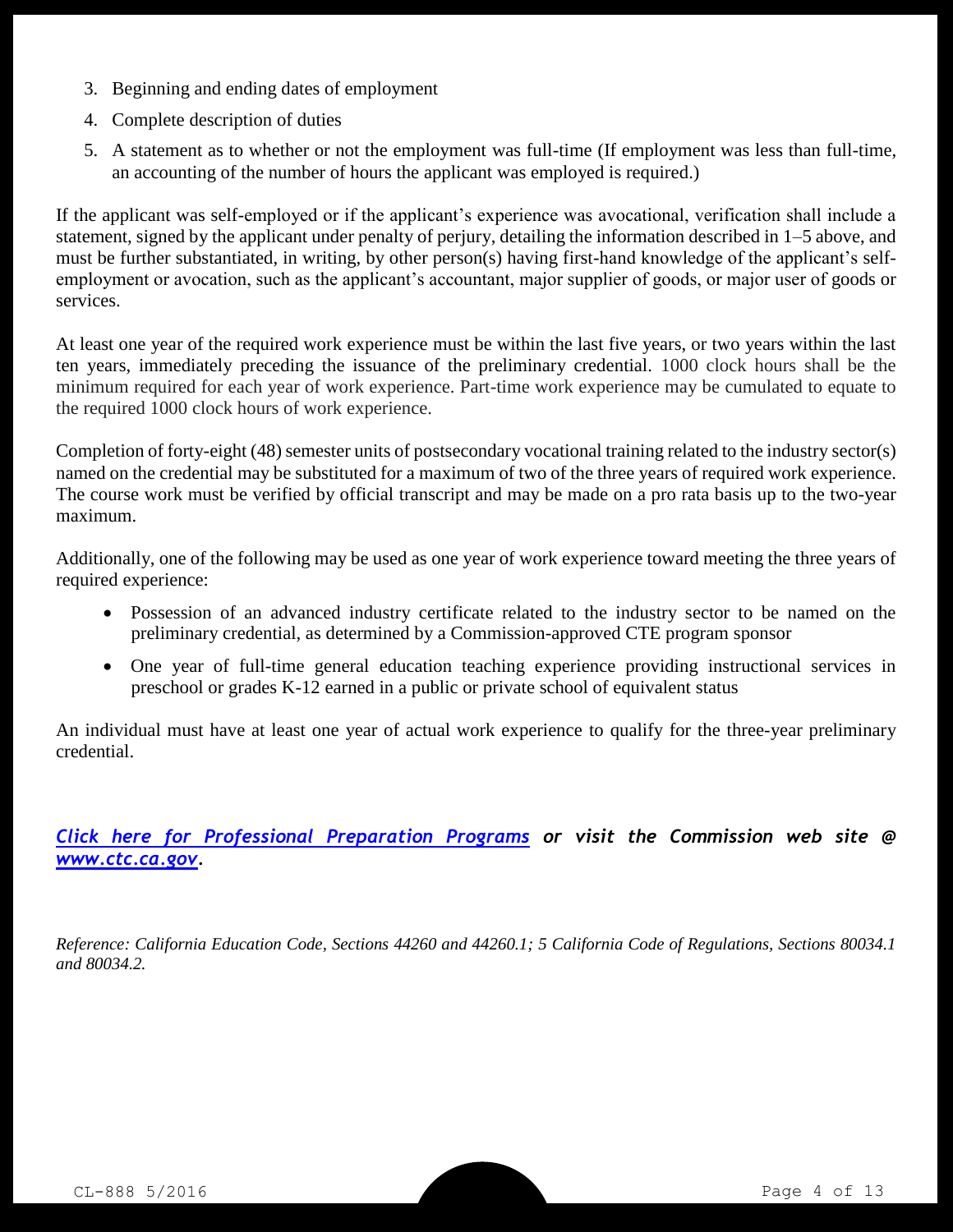3. Beginning and ending dates of employment
4. Complete description of duties
5. A statement as to whether or not the employment was full-time (If employment was less than full-time, an accounting of the number of hours the applicant was employed is required.)

If the applicant was self-employed or if the applicant's experience was avocational, verification shall include a statement, signed by the applicant under penalty of perjury, detailing the information described in 1–5 above, and must be further substantiated, in writing, by other person(s) having first-hand knowledge of the applicant's self-employment or avocation, such as the applicant's accountant, major supplier of goods, or major user of goods or services.

At least one year of the required work experience must be within the last five years, or two years within the last ten years, immediately preceding the issuance of the preliminary credential. 1000 clock hours shall be the minimum required for each year of work experience. Part-time work experience may be cumulated to equate to the required 1000 clock hours of work experience.

Completion of forty-eight (48) semester units of postsecondary vocational training related to the industry sector(s) named on the credential may be substituted for a maximum of two of the three years of required work experience. The course work must be verified by official transcript and may be made on a pro rata basis up to the two-year maximum.

Additionally, one of the following may be used as one year of work experience toward meeting the three years of required experience:

- Possession of an advanced industry certificate related to the industry sector to be named on the preliminary credential, as determined by a Commission-approved CTE program sponsor
- One year of full-time general education teaching experience providing instructional services in preschool or grades K-12 earned in a public or private school of equivalent status

An individual must have at least one year of actual work experience to qualify for the three-year preliminary credential.

***Click here for Professional Preparation Programs or visit the Commission web site @ www.ctc.ca.gov.***

*Reference: California Education Code, Sections 44260 and 44260.1; 5 California Code of Regulations, Sections 80034.1 and 80034.2.*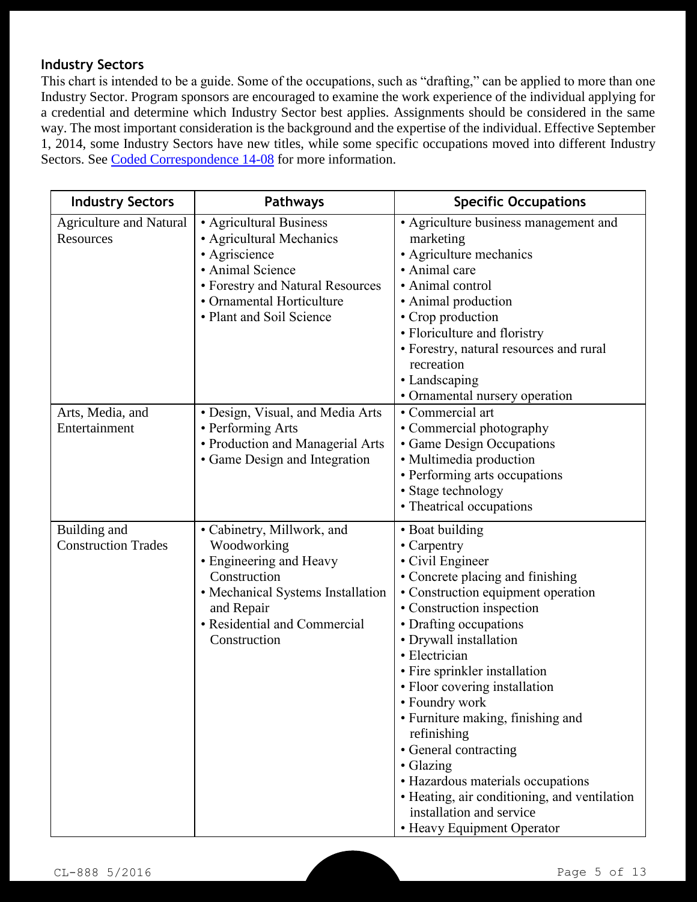## Industry Sectors

This chart is intended to be a guide. Some of the occupations, such as "drafting," can be applied to more than one Industry Sector. Program sponsors are encouraged to examine the work experience of the individual applying for a credential and determine which Industry Sector best applies. Assignments should be considered in the same way. The most important consideration is the background and the expertise of the individual. Effective September 1, 2014, some Industry Sectors have new titles, while some specific occupations moved into different Industry Sectors. See Coded Correspondence 14-08 for more information.

| Industry Sectors | Pathways | Specific Occupations |
|---|---|---|
| Agriculture and Natural Resources | • Agricultural Business<br>• Agricultural Mechanics<br>• Agriscience<br>• Animal Science<br>• Forestry and Natural Resources<br>• Ornamental Horticulture<br>• Plant and Soil Science | • Agriculture business management and marketing<br>• Agriculture mechanics<br>• Animal care<br>• Animal control<br>• Animal production<br>• Crop production<br>• Floriculture and floristry<br>• Forestry, natural resources and rural recreation<br>• Landscaping<br>• Ornamental nursery operation |
| Arts, Media, and Entertainment | • Design, Visual, and Media Arts<br>• Performing Arts<br>• Production and Managerial Arts<br>• Game Design and Integration | • Commercial art<br>• Commercial photography<br>• Game Design Occupations<br>• Multimedia production<br>• Performing arts occupations<br>• Stage technology<br>• Theatrical occupations |
| Building and Construction Trades | • Cabinetry, Millwork, and Woodworking<br>• Engineering and Heavy Construction<br>• Mechanical Systems Installation and Repair<br>• Residential and Commercial Construction | • Boat building<br>• Carpentry<br>• Civil Engineer<br>• Concrete placing and finishing<br>• Construction equipment operation<br>• Construction inspection<br>• Drafting occupations<br>• Drywall installation<br>• Electrician<br>• Fire sprinkler installation<br>• Floor covering installation<br>• Foundry work<br>• Furniture making, finishing and refinishing<br>• General contracting<br>• Glazing<br>• Hazardous materials occupations<br>• Heating, air conditioning, and ventilation installation and service<br>• Heavy Equipment Operator |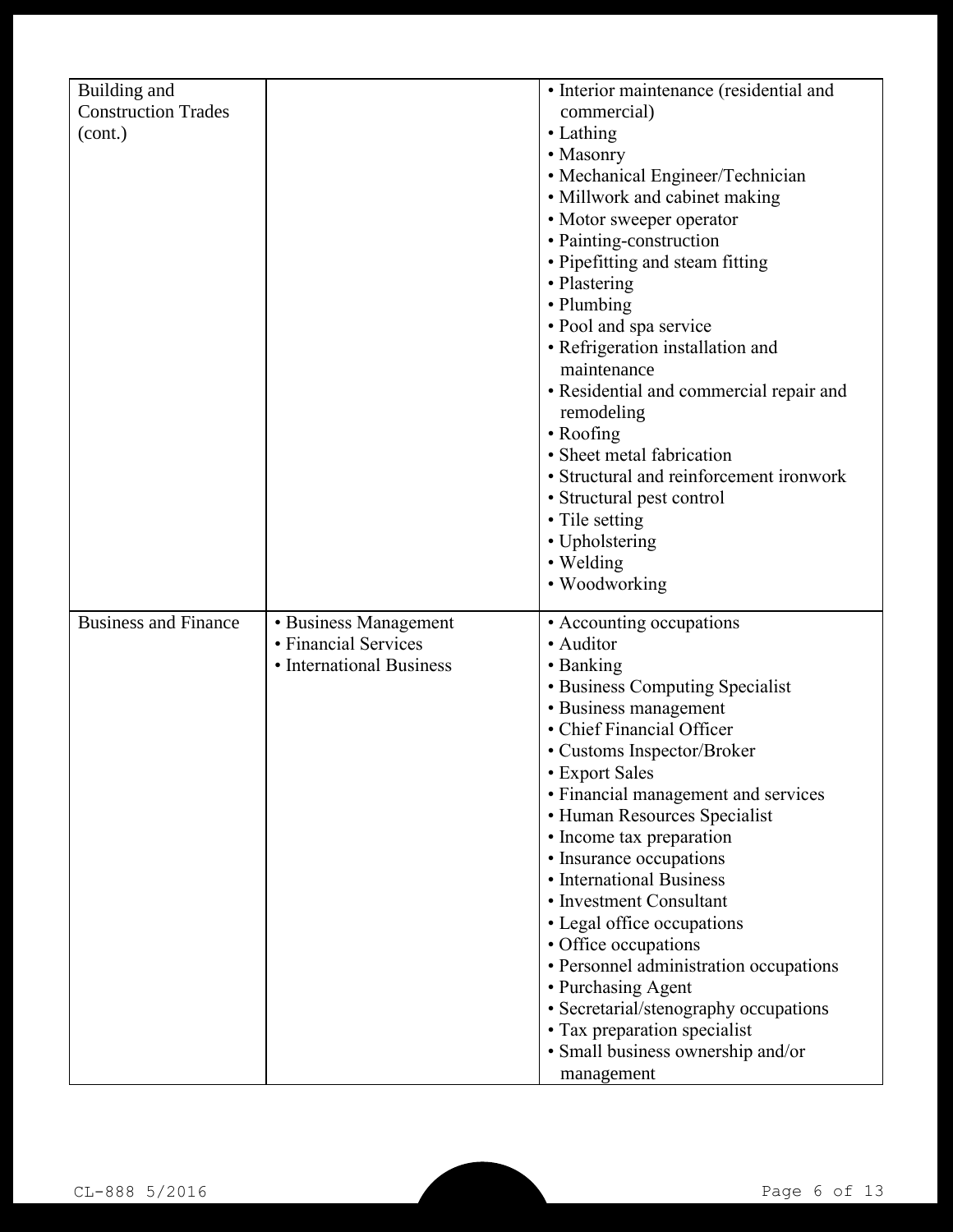| | | |
|---|---|---|
| Building and Construction Trades (cont.) | | • Interior maintenance (residential and commercial)<br>• Lathing<br>• Masonry<br>• Mechanical Engineer/Technician<br>• Millwork and cabinet making<br>• Motor sweeper operator<br>• Painting-construction<br>• Pipefitting and steam fitting<br>• Plastering<br>• Plumbing<br>• Pool and spa service<br>• Refrigeration installation and maintenance<br>• Residential and commercial repair and remodeling<br>• Roofing<br>• Sheet metal fabrication<br>• Structural and reinforcement ironwork<br>• Structural pest control<br>• Tile setting<br>• Upholstering<br>• Welding<br>• Woodworking |
| Business and Finance | • Business Management<br>• Financial Services<br>• International Business | • Accounting occupations<br>• Auditor<br>• Banking<br>• Business Computing Specialist<br>• Business management<br>• Chief Financial Officer<br>• Customs Inspector/Broker<br>• Export Sales<br>• Financial management and services<br>• Human Resources Specialist<br>• Income tax preparation<br>• Insurance occupations<br>• International Business<br>• Investment Consultant<br>• Legal office occupations<br>• Office occupations<br>• Personnel administration occupations<br>• Purchasing Agent<br>• Secretarial/stenography occupations<br>• Tax preparation specialist<br>• Small business ownership and/or management |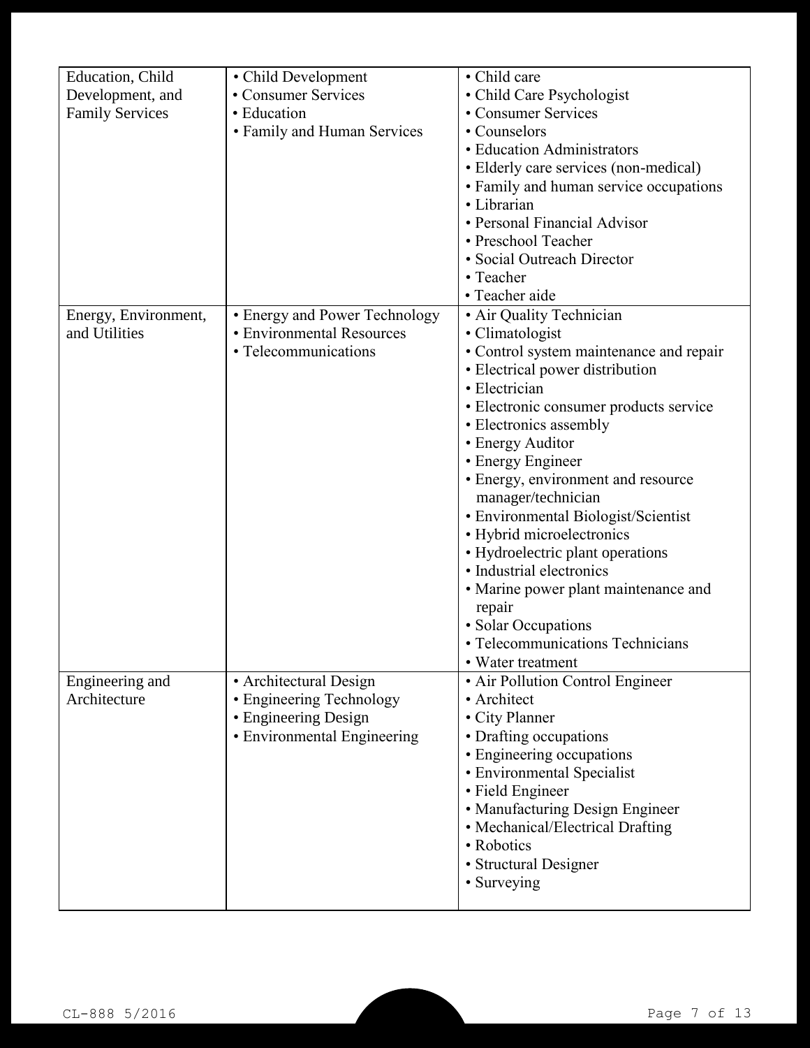| | | |
|---|---|---|
| Education, Child Development, and Family Services | • Child Development<br>• Consumer Services<br>• Education<br>• Family and Human Services | • Child care<br>• Child Care Psychologist<br>• Consumer Services<br>• Counselors<br>• Education Administrators<br>• Elderly care services (non-medical)<br>• Family and human service occupations<br>• Librarian<br>• Personal Financial Advisor<br>• Preschool Teacher<br>• Social Outreach Director<br>• Teacher<br>• Teacher aide |
| Energy, Environment, and Utilities | • Energy and Power Technology<br>• Environmental Resources<br>• Telecommunications | • Air Quality Technician<br>• Climatologist<br>• Control system maintenance and repair<br>• Electrical power distribution<br>• Electrician<br>• Electronic consumer products service<br>• Electronics assembly<br>• Energy Auditor<br>• Energy Engineer<br>• Energy, environment and resource manager/technician<br>• Environmental Biologist/Scientist<br>• Hybrid microelectronics<br>• Hydroelectric plant operations<br>• Industrial electronics<br>• Marine power plant maintenance and repair<br>• Solar Occupations<br>• Telecommunications Technicians<br>• Water treatment |
| Engineering and Architecture | • Architectural Design<br>• Engineering Technology<br>• Engineering Design<br>• Environmental Engineering | • Air Pollution Control Engineer<br>• Architect<br>• City Planner<br>• Drafting occupations<br>• Engineering occupations<br>• Environmental Specialist<br>• Field Engineer<br>• Manufacturing Design Engineer<br>• Mechanical/Electrical Drafting<br>• Robotics<br>• Structural Designer<br>• Surveying |

CL-888 5/2016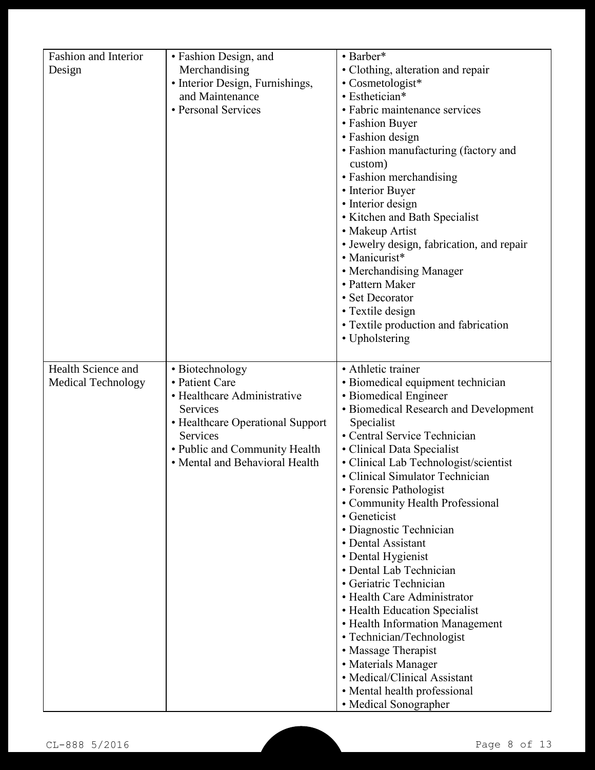| | | |
|---|---|---|
| Fashion and Interior Design | • Fashion Design, and Merchandising<br>• Interior Design, Furnishings, and Maintenance<br>• Personal Services | • Barber*<br>• Clothing, alteration and repair<br>• Cosmetologist*<br>• Esthetician*<br>• Fabric maintenance services<br>• Fashion Buyer<br>• Fashion design<br>• Fashion manufacturing (factory and custom)<br>• Fashion merchandising<br>• Interior Buyer<br>• Interior design<br>• Kitchen and Bath Specialist<br>• Makeup Artist<br>• Jewelry design, fabrication, and repair<br>• Manicurist*<br>• Merchandising Manager<br>• Pattern Maker<br>• Set Decorator<br>• Textile design<br>• Textile production and fabrication<br>• Upholstering |
| Health Science and Medical Technology | • Biotechnology<br>• Patient Care<br>• Healthcare Administrative Services<br>• Healthcare Operational Support Services<br>• Public and Community Health<br>• Mental and Behavioral Health | • Athletic trainer<br>• Biomedical equipment technician<br>• Biomedical Engineer<br>• Biomedical Research and Development Specialist<br>• Central Service Technician<br>• Clinical Data Specialist<br>• Clinical Lab Technologist/scientist<br>• Clinical Simulator Technician<br>• Forensic Pathologist<br>• Community Health Professional<br>• Geneticist<br>• Diagnostic Technician<br>• Dental Assistant<br>• Dental Hygienist<br>• Dental Lab Technician<br>• Geriatric Technician<br>• Health Care Administrator<br>• Health Education Specialist<br>• Health Information Management<br>• Technician/Technologist<br>• Massage Therapist<br>• Materials Manager<br>• Medical/Clinical Assistant<br>• Mental health professional<br>• Medical Sonographer |

CL-888 5/2016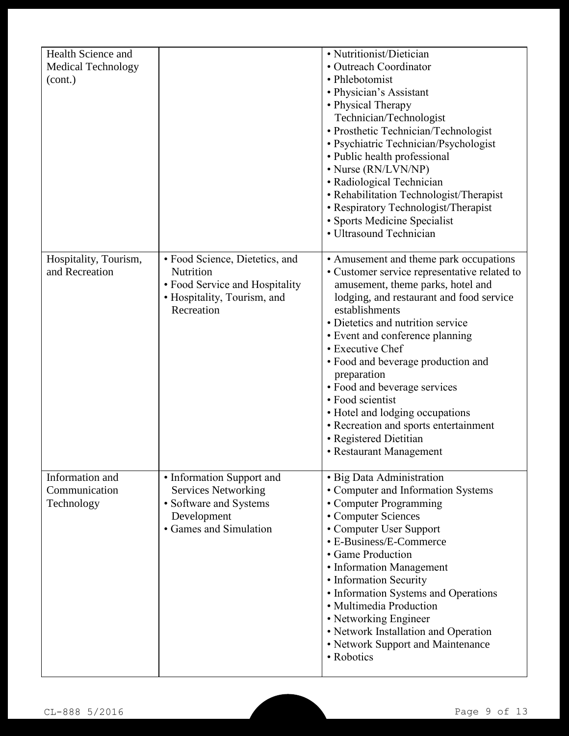| | | |
|---|---|---|
| Health Science and Medical Technology (cont.) | | • Nutritionist/Dietician<br>• Outreach Coordinator<br>• Phlebotomist<br>• Physician's Assistant<br>• Physical Therapy Technician/Technologist<br>• Prosthetic Technician/Technologist<br>• Psychiatric Technician/Psychologist<br>• Public health professional<br>• Nurse (RN/LVN/NP)<br>• Radiological Technician<br>• Rehabilitation Technologist/Therapist<br>• Respiratory Technologist/Therapist<br>• Sports Medicine Specialist<br>• Ultrasound Technician |
| Hospitality, Tourism, and Recreation | • Food Science, Dietetics, and Nutrition<br>• Food Service and Hospitality<br>• Hospitality, Tourism, and Recreation | • Amusement and theme park occupations<br>• Customer service representative related to amusement, theme parks, hotel and lodging, and restaurant and food service establishments<br>• Dietetics and nutrition service<br>• Event and conference planning<br>• Executive Chef<br>• Food and beverage production and preparation<br>• Food and beverage services<br>• Food scientist<br>• Hotel and lodging occupations<br>• Recreation and sports entertainment<br>• Registered Dietitian<br>• Restaurant Management |
| Information and Communication Technology | • Information Support and Services Networking<br>• Software and Systems Development<br>• Games and Simulation | • Big Data Administration<br>• Computer and Information Systems<br>• Computer Programming<br>• Computer Sciences<br>• Computer User Support<br>• E-Business/E-Commerce<br>• Game Production<br>• Information Management<br>• Information Security<br>• Information Systems and Operations<br>• Multimedia Production<br>• Networking Engineer<br>• Network Installation and Operation<br>• Network Support and Maintenance<br>• Robotics |

CL-888 5/2016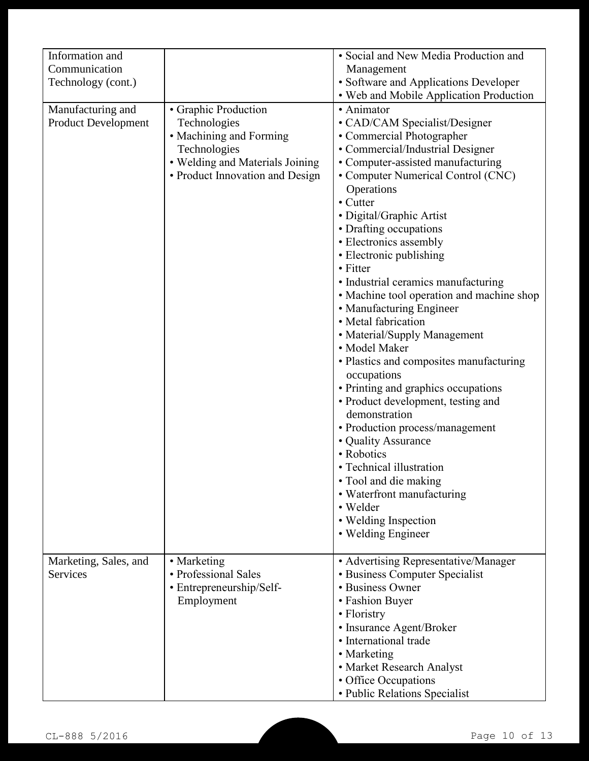| | | |
|---|---|---|
| Information and Communication Technology (cont.) | | • Social and New Media Production and Management<br>• Software and Applications Developer<br>• Web and Mobile Application Production |
| Manufacturing and Product Development | • Graphic Production Technologies<br>• Machining and Forming Technologies<br>• Welding and Materials Joining<br>• Product Innovation and Design | • Animator<br>• CAD/CAM Specialist/Designer<br>• Commercial Photographer<br>• Commercial/Industrial Designer<br>• Computer-assisted manufacturing<br>• Computer Numerical Control (CNC) Operations<br>• Cutter<br>• Digital/Graphic Artist<br>• Drafting occupations<br>• Electronics assembly<br>• Electronic publishing<br>• Fitter<br>• Industrial ceramics manufacturing<br>• Machine tool operation and machine shop<br>• Manufacturing Engineer<br>• Metal fabrication<br>• Material/Supply Management<br>• Model Maker<br>• Plastics and composites manufacturing occupations<br>• Printing and graphics occupations<br>• Product development, testing and demonstration<br>• Production process/management<br>• Quality Assurance<br>• Robotics<br>• Technical illustration<br>• Tool and die making<br>• Waterfront manufacturing<br>• Welder<br>• Welding Inspection<br>• Welding Engineer |
| Marketing, Sales, and Services | • Marketing<br>• Professional Sales<br>• Entrepreneurship/Self-Employment | • Advertising Representative/Manager<br>• Business Computer Specialist<br>• Business Owner<br>• Fashion Buyer<br>• Floristry<br>• Insurance Agent/Broker<br>• International trade<br>• Marketing<br>• Market Research Analyst<br>• Office Occupations<br>• Public Relations Specialist |

CL-888 5/2016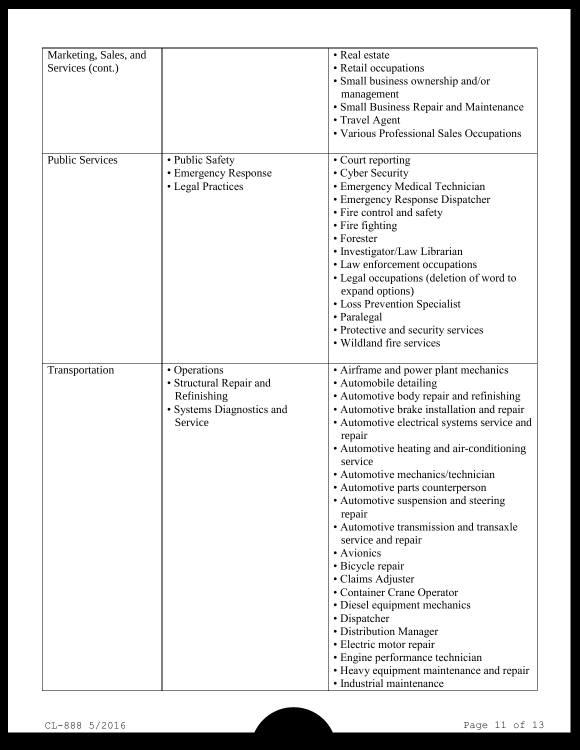| | | |
|---|---|---|
| Marketing, Sales, and Services (cont.) | | • Real estate<br>• Retail occupations<br>• Small business ownership and/or management<br>• Small Business Repair and Maintenance<br>• Travel Agent<br>• Various Professional Sales Occupations |
| Public Services | • Public Safety<br>• Emergency Response<br>• Legal Practices | • Court reporting<br>• Cyber Security<br>• Emergency Medical Technician<br>• Emergency Response Dispatcher<br>• Fire control and safety<br>• Fire fighting<br>• Forester<br>• Investigator/Law Librarian<br>• Law enforcement occupations<br>• Legal occupations (deletion of word to expand options)<br>• Loss Prevention Specialist<br>• Paralegal<br>• Protective and security services<br>• Wildland fire services |
| Transportation | • Operations<br>• Structural Repair and Refinishing<br>• Systems Diagnostics and Service | • Airframe and power plant mechanics<br>• Automobile detailing<br>• Automotive body repair and refinishing<br>• Automotive brake installation and repair<br>• Automotive electrical systems service and repair<br>• Automotive heating and air-conditioning service<br>• Automotive mechanics/technician<br>• Automotive parts counterperson<br>• Automotive suspension and steering repair<br>• Automotive transmission and transaxle service and repair<br>• Avionics<br>• Bicycle repair<br>• Claims Adjuster<br>• Container Crane Operator<br>• Diesel equipment mechanics<br>• Dispatcher<br>• Distribution Manager<br>• Electric motor repair<br>• Engine performance technician<br>• Heavy equipment maintenance and repair<br>• Industrial maintenance |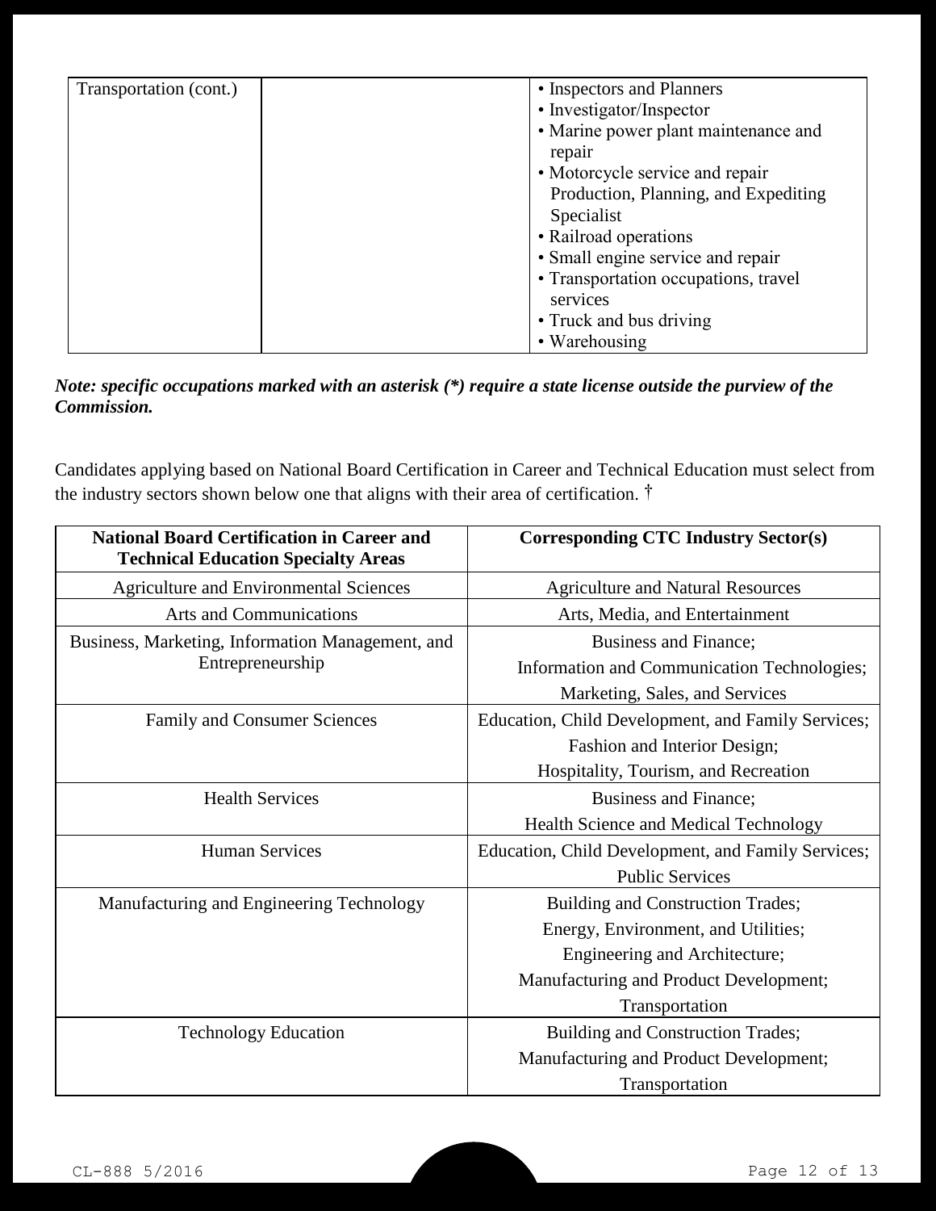| Transportation (cont.) | | • Inspectors and Planners<br>• Investigator/Inspector<br>• Marine power plant maintenance and repair<br>• Motorcycle service and repair Production, Planning, and Expediting Specialist<br>• Railroad operations<br>• Small engine service and repair<br>• Transportation occupations, travel services<br>• Truck and bus driving<br>• Warehousing |
|---|---|---|

***Note: specific occupations marked with an asterisk (*) require a state license outside the purview of the Commission.***

Candidates applying based on National Board Certification in Career and Technical Education must select from the industry sectors shown below one that aligns with their area of certification. †

| National Board Certification in Career and Technical Education Specialty Areas | Corresponding CTC Industry Sector(s) |
|---|---|
| Agriculture and Environmental Sciences | Agriculture and Natural Resources |
| Arts and Communications | Arts, Media, and Entertainment |
| Business, Marketing, Information Management, and Entrepreneurship | Business and Finance;<br>Information and Communication Technologies;<br>Marketing, Sales, and Services |
| Family and Consumer Sciences | Education, Child Development, and Family Services;<br>Fashion and Interior Design;<br>Hospitality, Tourism, and Recreation |
| Health Services | Business and Finance;<br>Health Science and Medical Technology |
| Human Services | Education, Child Development, and Family Services;<br>Public Services |
| Manufacturing and Engineering Technology | Building and Construction Trades;<br>Energy, Environment, and Utilities;<br>Engineering and Architecture;<br>Manufacturing and Product Development;<br>Transportation |
| Technology Education | Building and Construction Trades;<br>Manufacturing and Product Development;<br>Transportation |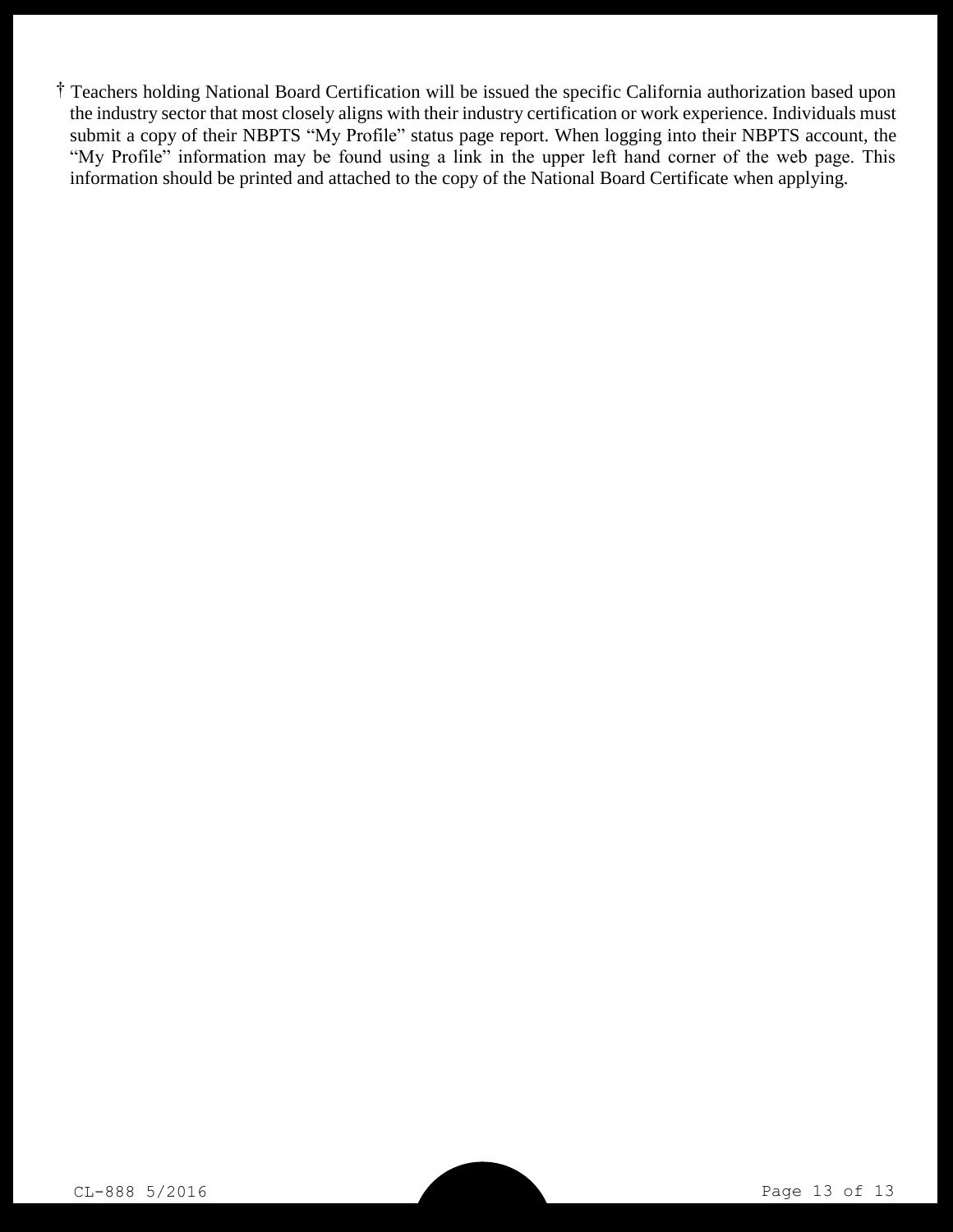† Teachers holding National Board Certification will be issued the specific California authorization based upon the industry sector that most closely aligns with their industry certification or work experience. Individuals must submit a copy of their NBPTS "My Profile" status page report. When logging into their NBPTS account, the "My Profile" information may be found using a link in the upper left hand corner of the web page. This information should be printed and attached to the copy of the National Board Certificate when applying.